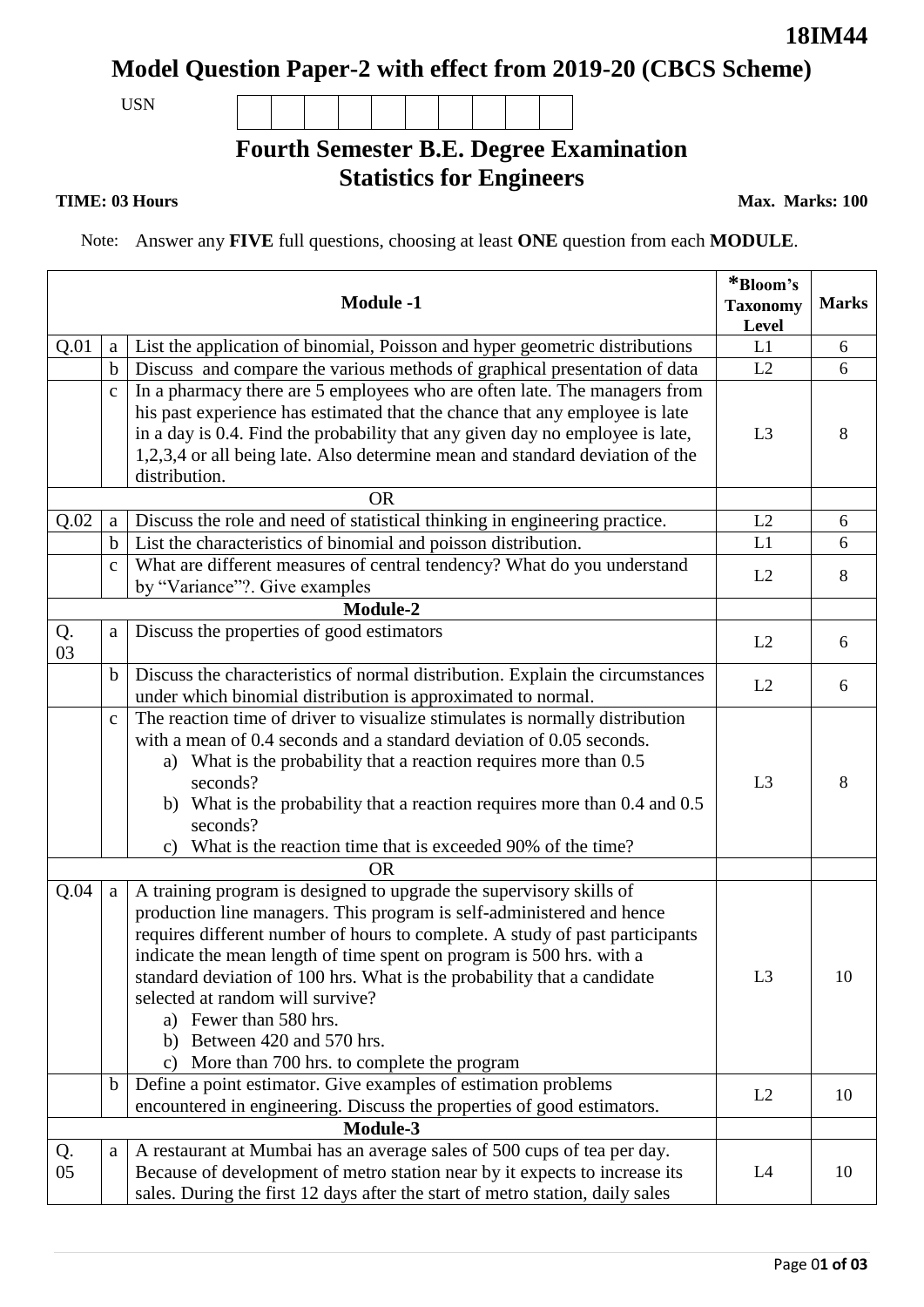**18IM44**

# Model Question Paper-2 with effect from 2019-20 (CBCS Scheme)

USN

## Fourth Semester B.E. Degree Examination
## Statistics for Engineers

**TIME: 03 Hours** **Max. Marks: 100**

Note: Answer any **FIVE** full questions, choosing at least **ONE** question from each **MODULE**.

| | | **Module -1** | **\*Bloom's Taxonomy Level** | **Marks** |
|---|---|---|---|---|
| Q.01 | a | List the application of binomial, Poisson and hyper geometric distributions | L1 | 6 |
| | b | Discuss and compare the various methods of graphical presentation of data | L2 | 6 |
| | c | In a pharmacy there are 5 employees who are often late. The managers from his past experience has estimated that the chance that any employee is late in a day is 0.4. Find the probability that any given day no employee is late, 1,2,3,4 or all being late. Also determine mean and standard deviation of the distribution. | L3 | 8 |
| | | OR | | |
| Q.02 | a | Discuss the role and need of statistical thinking in engineering practice. | L2 | 6 |
| | b | List the characteristics of binomial and poisson distribution. | L1 | 6 |
| | c | What are different measures of central tendency? What do you understand by "Variance"?. Give examples | L2 | 8 |
| | | **Module-2** | | |
| Q. 03 | a | Discuss the properties of good estimators | L2 | 6 |
| | b | Discuss the characteristics of normal distribution. Explain the circumstances under which binomial distribution is approximated to normal. | L2 | 6 |
| | c | The reaction time of driver to visualize stimulates is normally distribution with a mean of 0.4 seconds and a standard deviation of 0.05 seconds.<br>a) What is the probability that a reaction requires more than 0.5 seconds?<br>b) What is the probability that a reaction requires more than 0.4 and 0.5 seconds?<br>c) What is the reaction time that is exceeded 90% of the time? | L3 | 8 |
| | | OR | | |
| Q.04 | a | A training program is designed to upgrade the supervisory skills of production line managers. This program is self-administered and hence requires different number of hours to complete. A study of past participants indicate the mean length of time spent on program is 500 hrs. with a standard deviation of 100 hrs. What is the probability that a candidate selected at random will survive?<br>a) Fewer than 580 hrs.<br>b) Between 420 and 570 hrs.<br>c) More than 700 hrs. to complete the program | L3 | 10 |
| | b | Define a point estimator. Give examples of estimation problems encountered in engineering. Discuss the properties of good estimators. | L2 | 10 |
| | | **Module-3** | | |
| Q. 05 | a | A restaurant at Mumbai has an average sales of 500 cups of tea per day. Because of development of metro station near by it expects to increase its sales. During the first 12 days after the start of metro station, daily sales | L4 | 10 |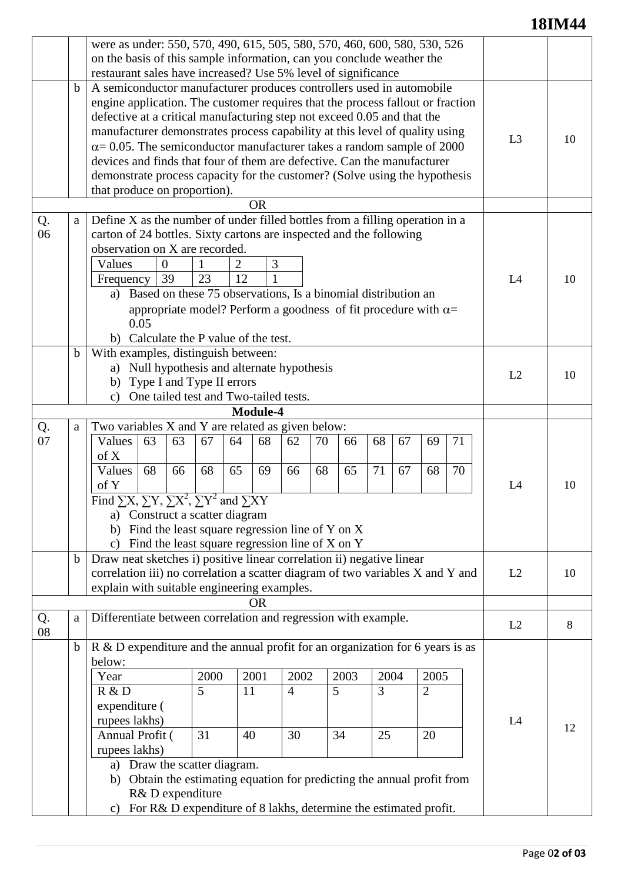were as under: 550, 570, 490, 615, 505, 580, 570, 460, 600, 580, 530, 526 on the basis of this sample information, can you conclude weather the restaurant sales have increased? Use 5% level of significance

| | | | | |
|---|---|---|---|---|
| | b | A semiconductor manufacturer produces controllers used in automobile engine application. The customer requires that the process fallout or fraction defective at a critical manufacturing step not exceed 0.05 and that the manufacturer demonstrates process capability at this level of quality using $\alpha = 0.05$. The semiconductor manufacturer takes a random sample of 2000 devices and finds that four of them are defective. Can the manufacturer demonstrate process capacity for the customer? (Solve using the hypothesis that produce on proportion). | L3 | 10 |

**OR**

**Q. 06**

a. Define X as the number of under filled bottles from a filling operation in a carton of 24 bottles. Sixty cartons are inspected and the following observation on X are recorded. (L4, 10)

| Values | 0 | 1 | 2 | 3 |
|---|---|---|---|---|
| Frequency | 39 | 23 | 12 | 1 |

a) Based on these 75 observations, Is a binomial distribution an appropriate model? Perform a goodness of fit procedure with $\alpha =$ 0.05

b) Calculate the P value of the test.

b. With examples, distinguish between: (L2, 10)

a) Null hypothesis and alternate hypothesis

b) Type I and Type II errors

c) One tailed test and Two-tailed tests.

## Module-4

**Q. 07**

a. Two variables X and Y are related as given below: (L4, 10)

| Values of X | 63 | 63 | 67 | 64 | 68 | 62 | 70 | 66 | 68 | 67 | 69 | 71 |
|---|---|---|---|---|---|---|---|---|---|---|---|---|
| Values of Y | 68 | 66 | 68 | 65 | 69 | 66 | 68 | 65 | 71 | 67 | 68 | 70 |

Find $\sum X$, $\sum Y$, $\sum X^2$, $\sum Y^2$ and $\sum XY$

a) Construct a scatter diagram

b) Find the least square regression line of Y on X

c) Find the least square regression line of X on Y

b. Draw neat sketches i) positive linear correlation ii) negative linear correlation iii) no correlation a scatter diagram of two variables X and Y and explain with suitable engineering examples. (L2, 10)

**OR**

**Q. 08**

a. Differentiate between correlation and regression with example. (L2, 8)

b. R & D expenditure and the annual profit for an organization for 6 years is as below: (L4, 12)

| Year | 2000 | 2001 | 2002 | 2003 | 2004 | 2005 |
|---|---|---|---|---|---|---|
| R & D expenditure ( rupees lakhs) | 5 | 11 | 4 | 5 | 3 | 2 |
| Annual Profit ( rupees lakhs) | 31 | 40 | 30 | 34 | 25 | 20 |

a) Draw the scatter diagram.

b) Obtain the estimating equation for predicting the annual profit from R& D expenditure

c) For R& D expenditure of 8 lakhs, determine the estimated profit.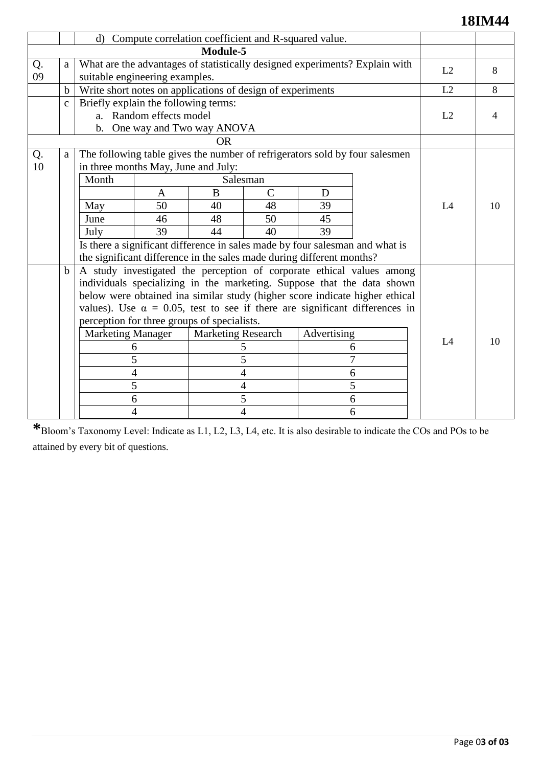|  |  |  |  |  |
|---|---|---|---|---|
|  |  | d) Compute correlation coefficient and R-squared value. |  |  |
| **Module-5** |  |  |  |  |
| Q. 09 | a | What are the advantages of statistically designed experiments? Explain with suitable engineering examples. | L2 | 8 |
|  | b | Write short notes on applications of design of experiments | L2 | 8 |
|  | c | Briefly explain the following terms: a. Random effects model b. One way and Two way ANOVA | L2 | 4 |
| OR |  |  |  |  |
| Q. 10 | a | The following table gives the number of refrigerators sold by four salesmen in three months May, June and July: (see table below) Is there a significant difference in sales made by four salesman and what is the significant difference in the sales made during different months? | L4 | 10 |
|  | b | A study investigated the perception of corporate ethical values among individuals specializing in the marketing. Suppose that the data shown below were obtained ina similar study (higher score indicate higher ethical values). Use $\alpha = 0.05$, test to see if there are significant differences in perception for three groups of specialists. (see table below) | L4 | 10 |

Table for Q.10 (a):

| Month | Salesman |  |  |  |
|---|---|---|---|---|
|  | A | B | C | D |
| May | 50 | 40 | 48 | 39 |
| June | 46 | 48 | 50 | 45 |
| July | 39 | 44 | 40 | 39 |

Table for Q.10 (b):

| Marketing Manager | Marketing Research | Advertising |
|---|---|---|
| 6 | 5 | 6 |
| 5 | 5 | 7 |
| 4 | 4 | 6 |
| 5 | 4 | 5 |
| 6 | 5 | 6 |
| 4 | 4 | 6 |

*Bloom's Taxonomy Level: Indicate as L1, L2, L3, L4, etc. It is also desirable to indicate the COs and POs to be attained by every bit of questions.